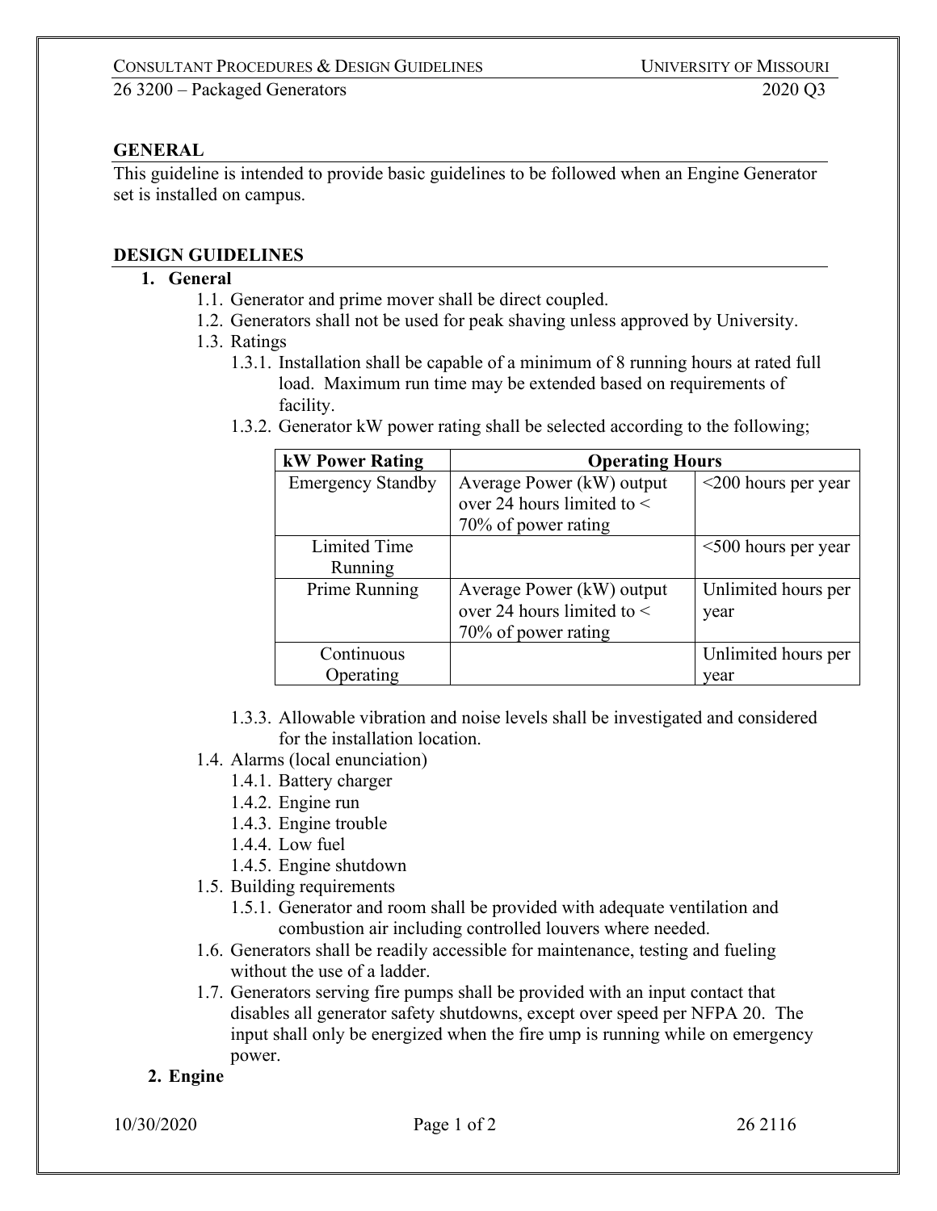## GENERAL

This guideline is intended to provide basic guidelines to be followed when an Engine Generator set is installed on campus.

## DESIGN GUIDELINES

1. **General**
   1.1. Generator and prime mover shall be direct coupled.
   1.2. Generators shall not be used for peak shaving unless approved by University.
   1.3. Ratings
      1.3.1. Installation shall be capable of a minimum of 8 running hours at rated full load. Maximum run time may be extended based on requirements of facility.
      1.3.2. Generator kW power rating shall be selected according to the following;

| kW Power Rating | Operating Hours | |
|---|---|---|
| Emergency Standby | Average Power (kW) output over 24 hours limited to < 70% of power rating | <200 hours per year |
| Limited Time Running | | <500 hours per year |
| Prime Running | Average Power (kW) output over 24 hours limited to < 70% of power rating | Unlimited hours per year |
| Continuous Operating | | Unlimited hours per year |

      1.3.3. Allowable vibration and noise levels shall be investigated and considered for the installation location.
   1.4. Alarms (local enunciation)
      1.4.1. Battery charger
      1.4.2. Engine run
      1.4.3. Engine trouble
      1.4.4. Low fuel
      1.4.5. Engine shutdown
   1.5. Building requirements
      1.5.1. Generator and room shall be provided with adequate ventilation and combustion air including controlled louvers where needed.
   1.6. Generators shall be readily accessible for maintenance, testing and fueling without the use of a ladder.
   1.7. Generators serving fire pumps shall be provided with an input contact that disables all generator safety shutdowns, except over speed per NFPA 20. The input shall only be energized when the fire ump is running while on emergency power.
2. **Engine**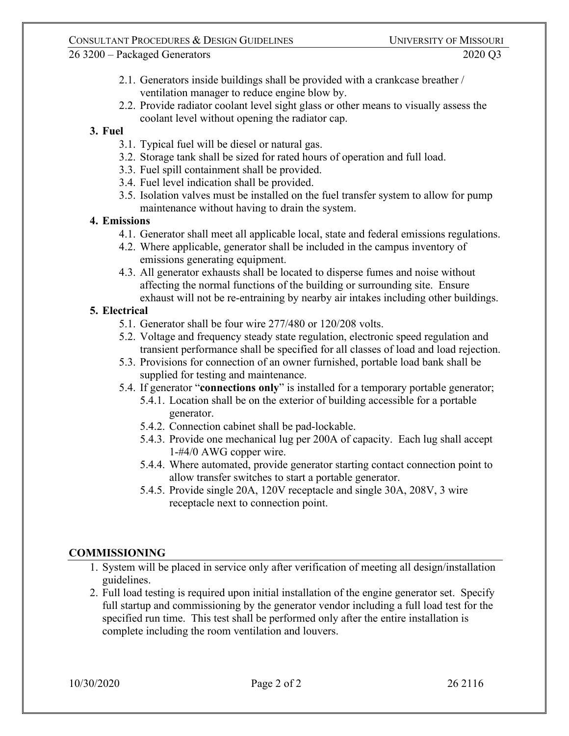2.1. Generators inside buildings shall be provided with a crankcase breather / ventilation manager to reduce engine blow by.

2.2. Provide radiator coolant level sight glass or other means to visually assess the coolant level without opening the radiator cap.

**3. Fuel**

3.1. Typical fuel will be diesel or natural gas.

3.2. Storage tank shall be sized for rated hours of operation and full load.

3.3. Fuel spill containment shall be provided.

3.4. Fuel level indication shall be provided.

3.5. Isolation valves must be installed on the fuel transfer system to allow for pump maintenance without having to drain the system.

**4. Emissions**

4.1. Generator shall meet all applicable local, state and federal emissions regulations.

4.2. Where applicable, generator shall be included in the campus inventory of emissions generating equipment.

4.3. All generator exhausts shall be located to disperse fumes and noise without affecting the normal functions of the building or surrounding site. Ensure exhaust will not be re-entraining by nearby air intakes including other buildings.

**5. Electrical**

5.1. Generator shall be four wire 277/480 or 120/208 volts.

5.2. Voltage and frequency steady state regulation, electronic speed regulation and transient performance shall be specified for all classes of load and load rejection.

5.3. Provisions for connection of an owner furnished, portable load bank shall be supplied for testing and maintenance.

5.4. If generator "**connections only**" is installed for a temporary portable generator;

5.4.1. Location shall be on the exterior of building accessible for a portable generator.

5.4.2. Connection cabinet shall be pad-lockable.

5.4.3. Provide one mechanical lug per 200A of capacity. Each lug shall accept 1-#4/0 AWG copper wire.

5.4.4. Where automated, provide generator starting contact connection point to allow transfer switches to start a portable generator.

5.4.5. Provide single 20A, 120V receptacle and single 30A, 208V, 3 wire receptacle next to connection point.

## COMMISSIONING

1. System will be placed in service only after verification of meeting all design/installation guidelines.
2. Full load testing is required upon initial installation of the engine generator set. Specify full startup and commissioning by the generator vendor including a full load test for the specified run time. This test shall be performed only after the entire installation is complete including the room ventilation and louvers.